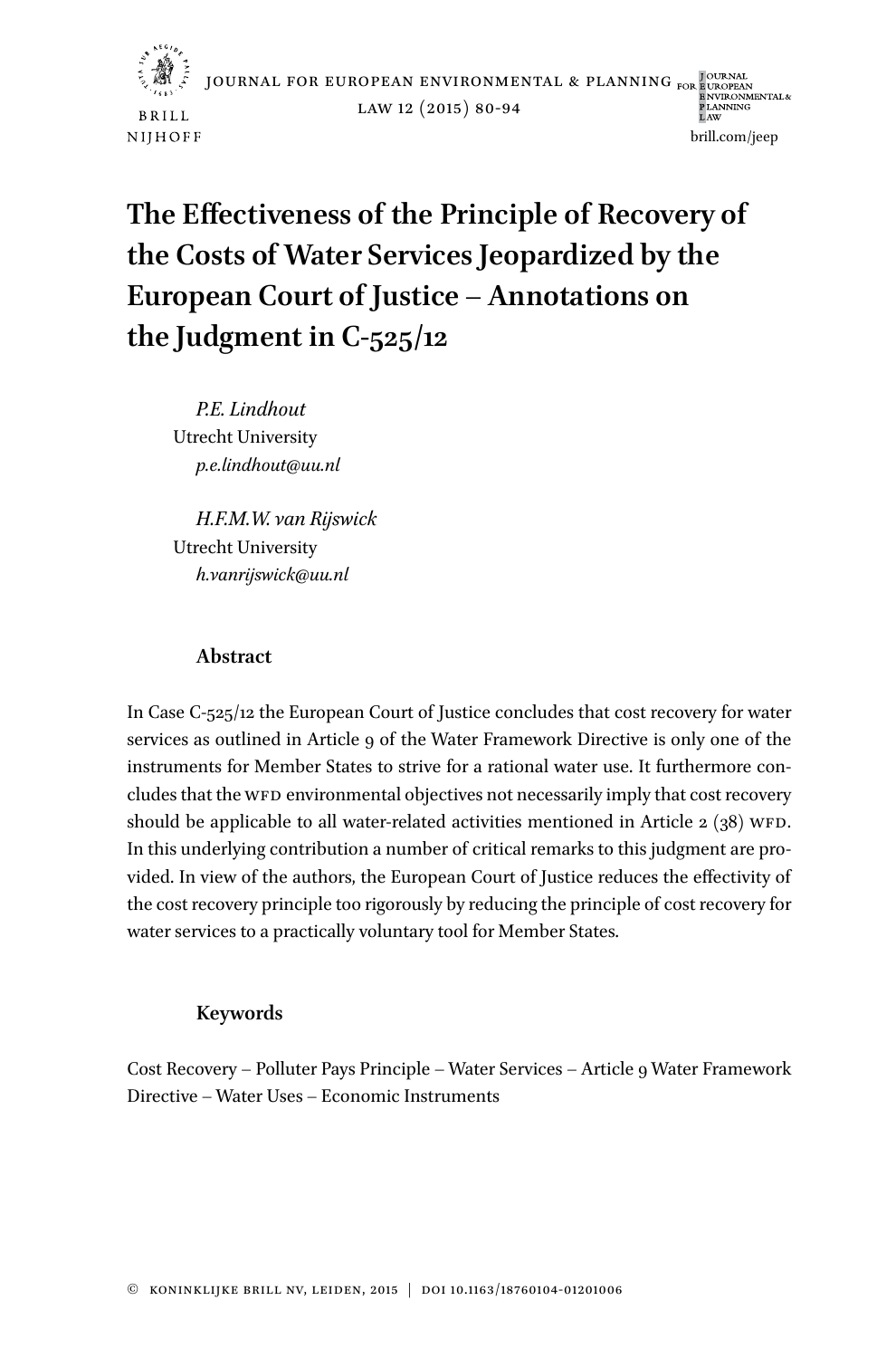# The Effectiveness of the Principle of Recovery of the Costs of Water Services Jeopardized by the European Court of Justice – Annotations on the Judgment in C-525/12

*P.E. Lindhout*
Utrecht University
*p.e.lindhout@uu.nl*

*H.F.M.W. van Rijswick*
Utrecht University
*h.vanrijswick@uu.nl*

## Abstract

In Case C-525/12 the European Court of Justice concludes that cost recovery for water services as outlined in Article 9 of the Water Framework Directive is only one of the instruments for Member States to strive for a rational water use. It furthermore concludes that the WFD environmental objectives not necessarily imply that cost recovery should be applicable to all water-related activities mentioned in Article 2 (38) WFD. In this underlying contribution a number of critical remarks to this judgment are provided. In view of the authors, the European Court of Justice reduces the effectivity of the cost recovery principle too rigorously by reducing the principle of cost recovery for water services to a practically voluntary tool for Member States.

## Keywords

Cost Recovery – Polluter Pays Principle – Water Services – Article 9 Water Framework Directive – Water Uses – Economic Instruments

© KONINKLIJKE BRILL NV, LEIDEN, 2015 | DOI 10.1163/18760104-01201006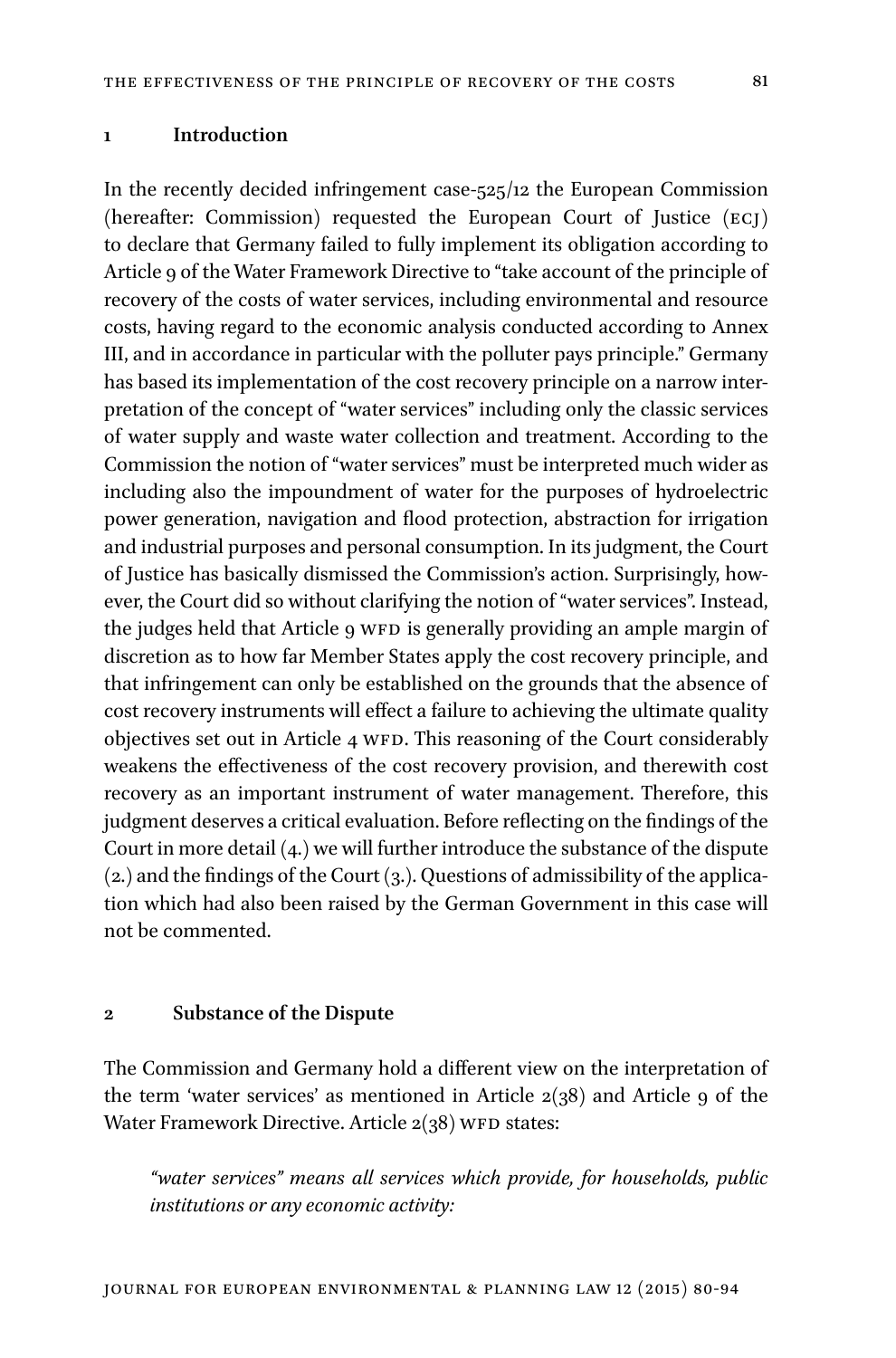## 1 Introduction

In the recently decided infringement case-525/12 the European Commission (hereafter: Commission) requested the European Court of Justice (ECJ) to declare that Germany failed to fully implement its obligation according to Article 9 of the Water Framework Directive to "take account of the principle of recovery of the costs of water services, including environmental and resource costs, having regard to the economic analysis conducted according to Annex III, and in accordance in particular with the polluter pays principle." Germany has based its implementation of the cost recovery principle on a narrow interpretation of the concept of "water services" including only the classic services of water supply and waste water collection and treatment. According to the Commission the notion of "water services" must be interpreted much wider as including also the impoundment of water for the purposes of hydroelectric power generation, navigation and flood protection, abstraction for irrigation and industrial purposes and personal consumption. In its judgment, the Court of Justice has basically dismissed the Commission's action. Surprisingly, however, the Court did so without clarifying the notion of "water services". Instead, the judges held that Article 9 WFD is generally providing an ample margin of discretion as to how far Member States apply the cost recovery principle, and that infringement can only be established on the grounds that the absence of cost recovery instruments will effect a failure to achieving the ultimate quality objectives set out in Article 4 WFD. This reasoning of the Court considerably weakens the effectiveness of the cost recovery provision, and therewith cost recovery as an important instrument of water management. Therefore, this judgment deserves a critical evaluation. Before reflecting on the findings of the Court in more detail (4.) we will further introduce the substance of the dispute (2.) and the findings of the Court (3.). Questions of admissibility of the application which had also been raised by the German Government in this case will not be commented.

## 2 Substance of the Dispute

The Commission and Germany hold a different view on the interpretation of the term 'water services' as mentioned in Article 2(38) and Article 9 of the Water Framework Directive. Article 2(38) WFD states:

> *"water services" means all services which provide, for households, public institutions or any economic activity:*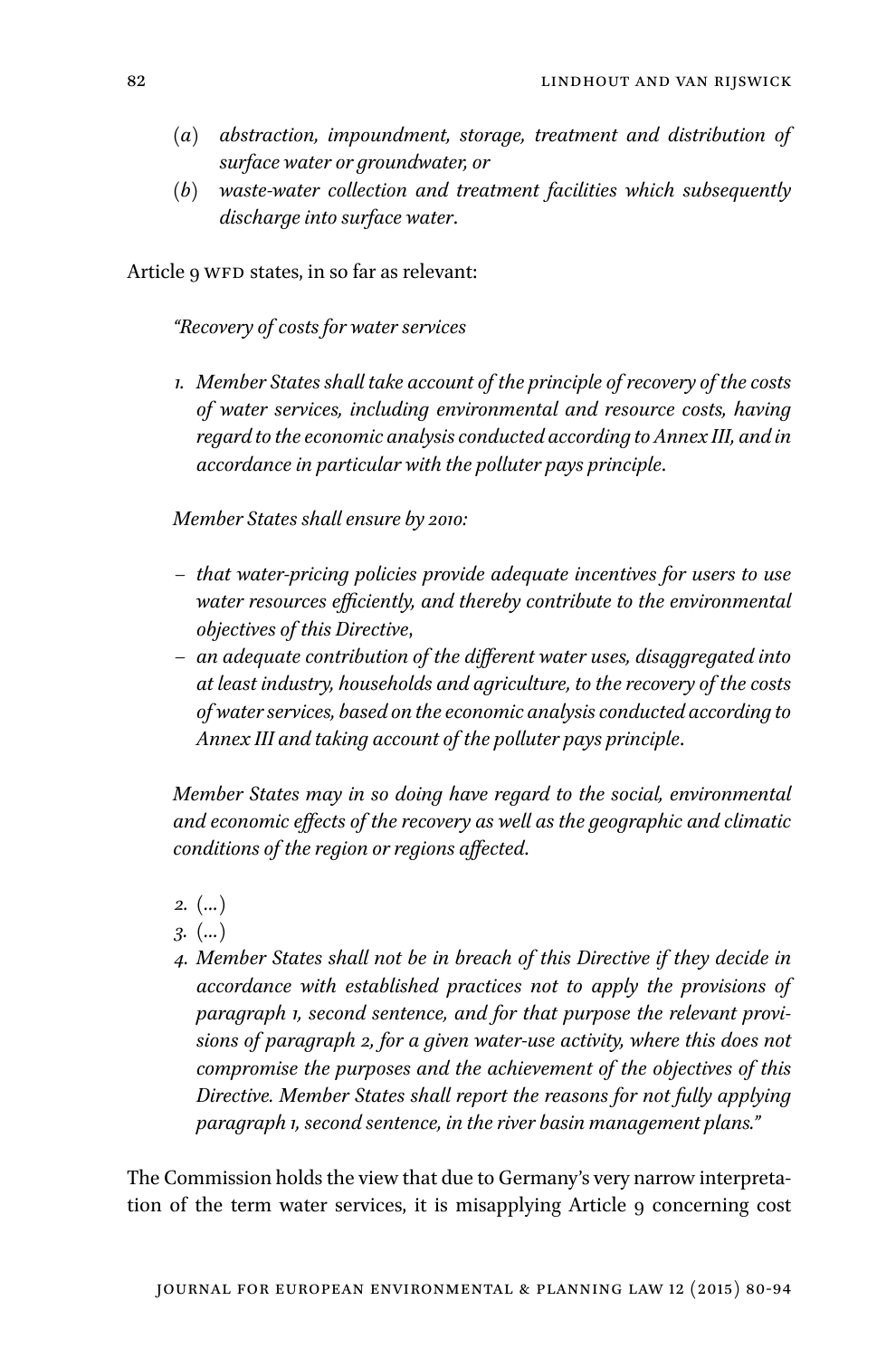(*a*) *abstraction, impoundment, storage, treatment and distribution of surface water or groundwater, or*

(*b*) *waste-water collection and treatment facilities which subsequently discharge into surface water*.

Article 9 WFD states, in so far as relevant:

*"Recovery of costs for water services*

*1. Member States shall take account of the principle of recovery of the costs of water services, including environmental and resource costs, having regard to the economic analysis conducted according to Annex III, and in accordance in particular with the polluter pays principle.*

*Member States shall ensure by 2010:*

- *that water-pricing policies provide adequate incentives for users to use water resources efficiently, and thereby contribute to the environmental objectives of this Directive,*
- *an adequate contribution of the different water uses, disaggregated into at least industry, households and agriculture, to the recovery of the costs of water services, based on the economic analysis conducted according to Annex III and taking account of the polluter pays principle.*

*Member States may in so doing have regard to the social, environmental and economic effects of the recovery as well as the geographic and climatic conditions of the region or regions affected.*

*2. (…)*

*3. (…)*

*4. Member States shall not be in breach of this Directive if they decide in accordance with established practices not to apply the provisions of paragraph 1, second sentence, and for that purpose the relevant provisions of paragraph 2, for a given water-use activity, where this does not compromise the purposes and the achievement of the objectives of this Directive. Member States shall report the reasons for not fully applying paragraph 1, second sentence, in the river basin management plans."*

The Commission holds the view that due to Germany's very narrow interpretation of the term water services, it is misapplying Article 9 concerning cost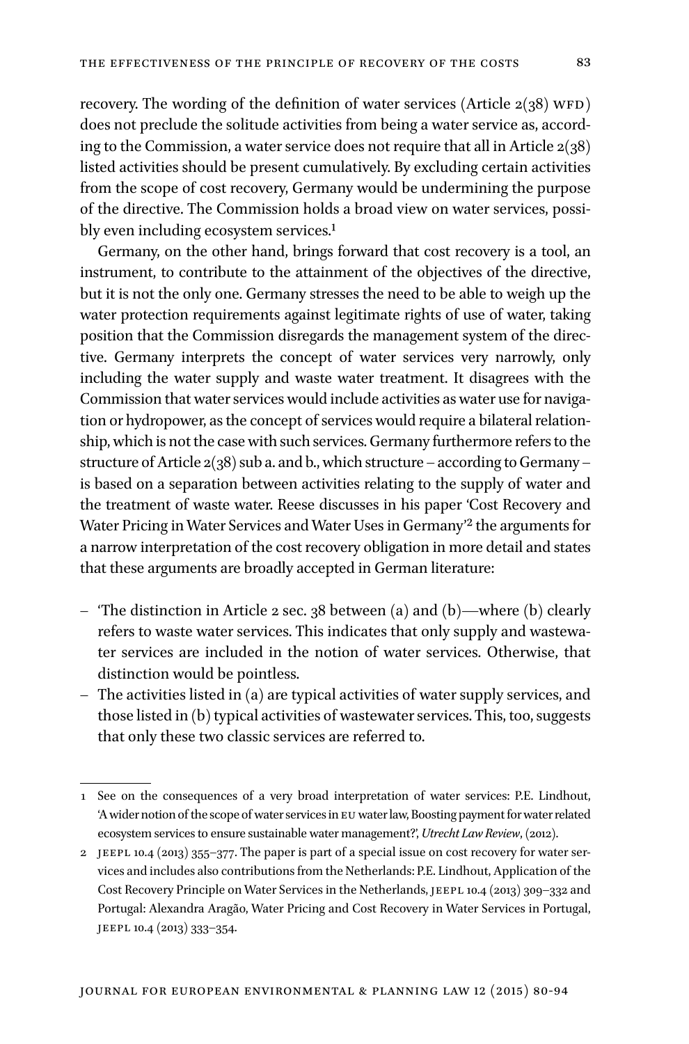recovery. The wording of the definition of water services (Article 2(38) WFD) does not preclude the solitude activities from being a water service as, according to the Commission, a water service does not require that all in Article 2(38) listed activities should be present cumulatively. By excluding certain activities from the scope of cost recovery, Germany would be undermining the purpose of the directive. The Commission holds a broad view on water services, possibly even including ecosystem services.[1]

Germany, on the other hand, brings forward that cost recovery is a tool, an instrument, to contribute to the attainment of the objectives of the directive, but it is not the only one. Germany stresses the need to be able to weigh up the water protection requirements against legitimate rights of use of water, taking position that the Commission disregards the management system of the directive. Germany interprets the concept of water services very narrowly, only including the water supply and waste water treatment. It disagrees with the Commission that water services would include activities as water use for navigation or hydropower, as the concept of services would require a bilateral relationship, which is not the case with such services. Germany furthermore refers to the structure of Article 2(38) sub a. and b., which structure – according to Germany – is based on a separation between activities relating to the supply of water and the treatment of waste water. Reese discusses in his paper 'Cost Recovery and Water Pricing in Water Services and Water Uses in Germany'[2] the arguments for a narrow interpretation of the cost recovery obligation in more detail and states that these arguments are broadly accepted in German literature:

- 'The distinction in Article 2 sec. 38 between (a) and (b)—where (b) clearly refers to waste water services. This indicates that only supply and wastewater services are included in the notion of water services. Otherwise, that distinction would be pointless.
- The activities listed in (a) are typical activities of water supply services, and those listed in (b) typical activities of wastewater services. This, too, suggests that only these two classic services are referred to.

---

1 See on the consequences of a very broad interpretation of water services: P.E. Lindhout, 'A wider notion of the scope of water services in EU water law, Boosting payment for water related ecosystem services to ensure sustainable water management?', *Utrecht Law Review*, (2012).

2 JEEPL 10.4 (2013) 355–377. The paper is part of a special issue on cost recovery for water services and includes also contributions from the Netherlands: P.E. Lindhout, Application of the Cost Recovery Principle on Water Services in the Netherlands, JEEPL 10.4 (2013) 309–332 and Portugal: Alexandra Aragão, Water Pricing and Cost Recovery in Water Services in Portugal, JEEPL 10.4 (2013) 333–354.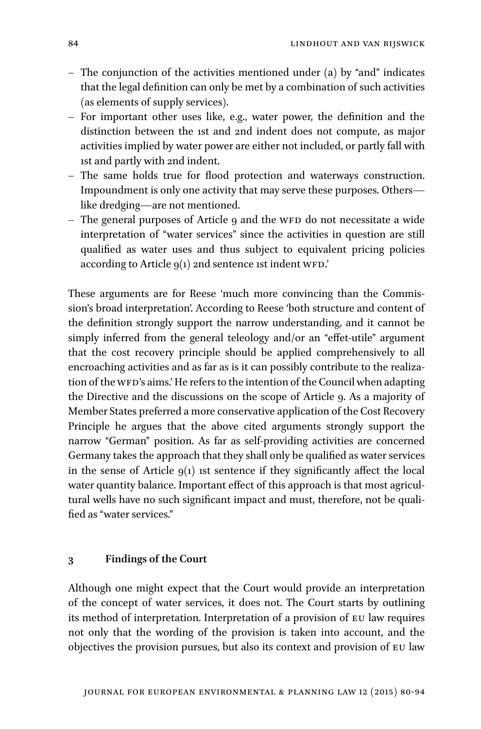- The conjunction of the activities mentioned under (a) by "and" indicates that the legal definition can only be met by a combination of such activities (as elements of supply services).
- For important other uses like, e.g., water power, the definition and the distinction between the 1st and 2nd indent does not compute, as major activities implied by water power are either not included, or partly fall with 1st and partly with 2nd indent.
- The same holds true for flood protection and waterways construction. Impoundment is only one activity that may serve these purposes. Others—like dredging—are not mentioned.
- The general purposes of Article 9 and the WFD do not necessitate a wide interpretation of "water services" since the activities in question are still qualified as water uses and thus subject to equivalent pricing policies according to Article 9(1) 2nd sentence 1st indent WFD.'

These arguments are for Reese 'much more convincing than the Commission's broad interpretation'. According to Reese 'both structure and content of the definition strongly support the narrow understanding, and it cannot be simply inferred from the general teleology and/or an "effet-utile" argument that the cost recovery principle should be applied comprehensively to all encroaching activities and as far as is it can possibly contribute to the realization of the WFD's aims.' He refers to the intention of the Council when adapting the Directive and the discussions on the scope of Article 9. As a majority of Member States preferred a more conservative application of the Cost Recovery Principle he argues that the above cited arguments strongly support the narrow "German" position. As far as self-providing activities are concerned Germany takes the approach that they shall only be qualified as water services in the sense of Article 9(1) 1st sentence if they significantly affect the local water quantity balance. Important effect of this approach is that most agricultural wells have no such significant impact and must, therefore, not be qualified as "water services."

## 3 Findings of the Court

Although one might expect that the Court would provide an interpretation of the concept of water services, it does not. The Court starts by outlining its method of interpretation. Interpretation of a provision of EU law requires not only that the wording of the provision is taken into account, and the objectives the provision pursues, but also its context and provision of EU law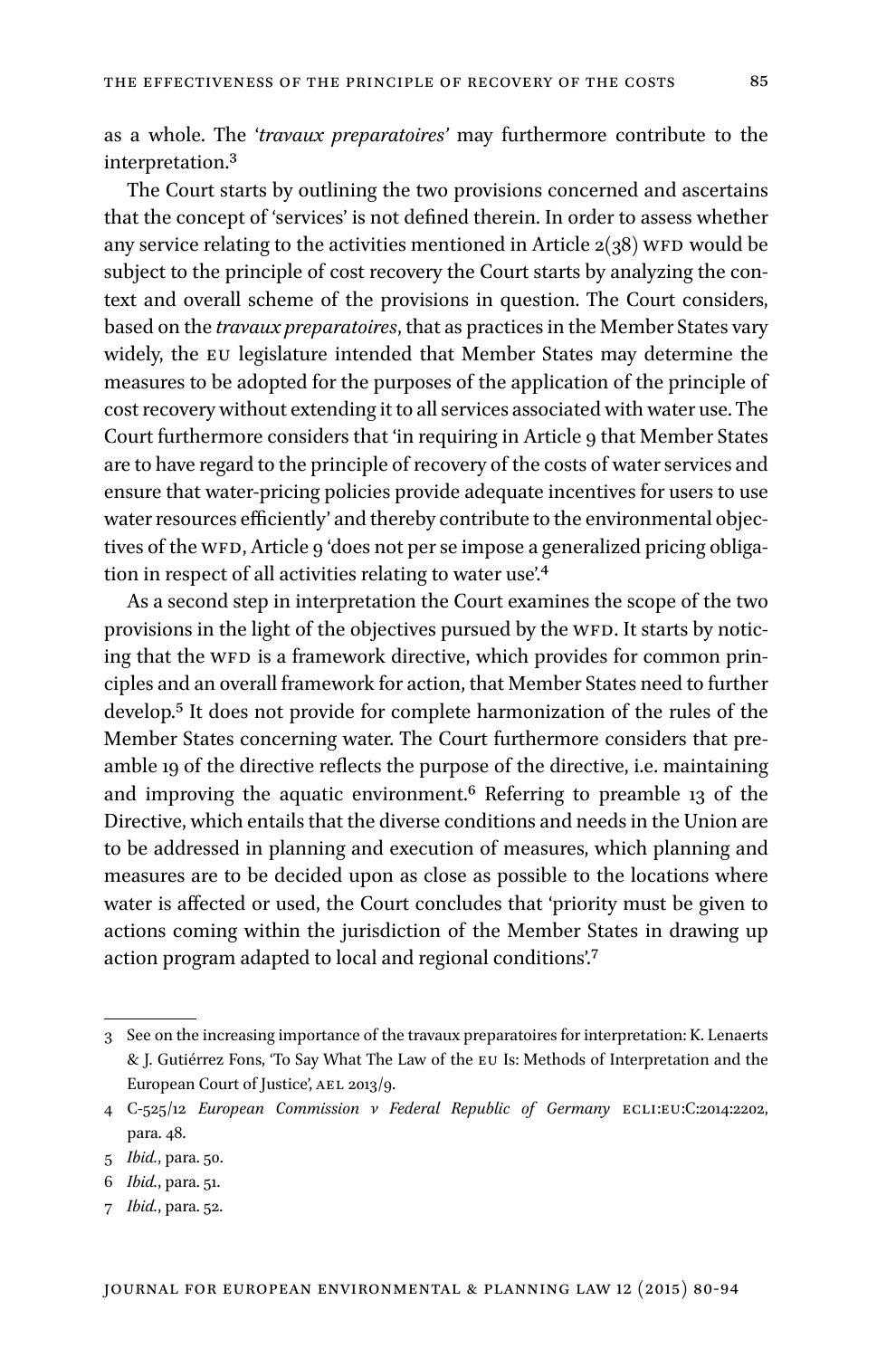as a whole. The '*travaux preparatoires*' may furthermore contribute to the interpretation.[3]

The Court starts by outlining the two provisions concerned and ascertains that the concept of 'services' is not defined therein. In order to assess whether any service relating to the activities mentioned in Article 2(38) WFD would be subject to the principle of cost recovery the Court starts by analyzing the context and overall scheme of the provisions in question. The Court considers, based on the *travaux preparatoires*, that as practices in the Member States vary widely, the EU legislature intended that Member States may determine the measures to be adopted for the purposes of the application of the principle of cost recovery without extending it to all services associated with water use. The Court furthermore considers that 'in requiring in Article 9 that Member States are to have regard to the principle of recovery of the costs of water services and ensure that water-pricing policies provide adequate incentives for users to use water resources efficiently' and thereby contribute to the environmental objectives of the WFD, Article 9 'does not per se impose a generalized pricing obligation in respect of all activities relating to water use'.[4]

As a second step in interpretation the Court examines the scope of the two provisions in the light of the objectives pursued by the WFD. It starts by noticing that the WFD is a framework directive, which provides for common principles and an overall framework for action, that Member States need to further develop.[5] It does not provide for complete harmonization of the rules of the Member States concerning water. The Court furthermore considers that preamble 19 of the directive reflects the purpose of the directive, i.e. maintaining and improving the aquatic environment.[6] Referring to preamble 13 of the Directive, which entails that the diverse conditions and needs in the Union are to be addressed in planning and execution of measures, which planning and measures are to be decided upon as close as possible to the locations where water is affected or used, the Court concludes that 'priority must be given to actions coming within the jurisdiction of the Member States in drawing up action program adapted to local and regional conditions'.[7]

---

3 See on the increasing importance of the travaux preparatoires for interpretation: K. Lenaerts & J. Gutiérrez Fons, 'To Say What The Law of the EU Is: Methods of Interpretation and the European Court of Justice', AEL 2013/9.

4 C-525/12 *European Commission v Federal Republic of Germany* ECLI:EU:C:2014:2202, para. 48.

5 *Ibid.*, para. 50.

6 *Ibid.*, para. 51.

7 *Ibid.*, para. 52.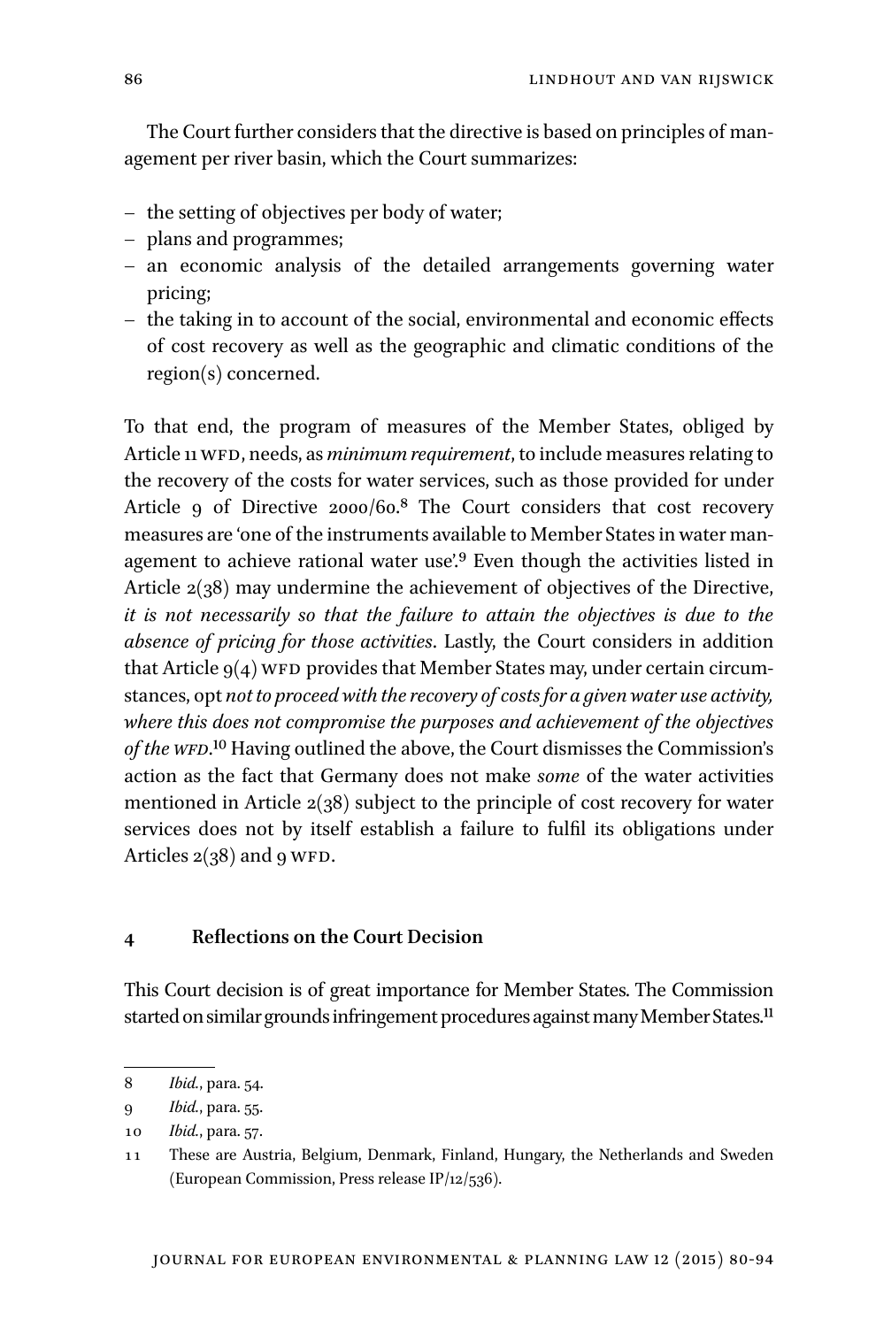The Court further considers that the directive is based on principles of management per river basin, which the Court summarizes:

- the setting of objectives per body of water;
- plans and programmes;
- an economic analysis of the detailed arrangements governing water pricing;
- the taking in to account of the social, environmental and economic effects of cost recovery as well as the geographic and climatic conditions of the region(s) concerned.

To that end, the program of measures of the Member States, obliged by Article 11 WFD, needs, as *minimum requirement*, to include measures relating to the recovery of the costs for water services, such as those provided for under Article 9 of Directive 2000/60.[8] The Court considers that cost recovery measures are 'one of the instruments available to Member States in water management to achieve rational water use'.[9] Even though the activities listed in Article 2(38) may undermine the achievement of objectives of the Directive, *it is not necessarily so that the failure to attain the objectives is due to the absence of pricing for those activities*. Lastly, the Court considers in addition that Article 9(4) WFD provides that Member States may, under certain circumstances, opt *not to proceed with the recovery of costs for a given water use activity, where this does not compromise the purposes and achievement of the objectives of the WFD*.[10] Having outlined the above, the Court dismisses the Commission's action as the fact that Germany does not make *some* of the water activities mentioned in Article 2(38) subject to the principle of cost recovery for water services does not by itself establish a failure to fulfil its obligations under Articles 2(38) and 9 WFD.

## 4 Reflections on the Court Decision

This Court decision is of great importance for Member States. The Commission started on similar grounds infringement procedures against many Member States.[11]

---

8 *Ibid.*, para. 54.

9 *Ibid.*, para. 55.

10 *Ibid.*, para. 57.

11 These are Austria, Belgium, Denmark, Finland, Hungary, the Netherlands and Sweden (European Commission, Press release IP/12/536).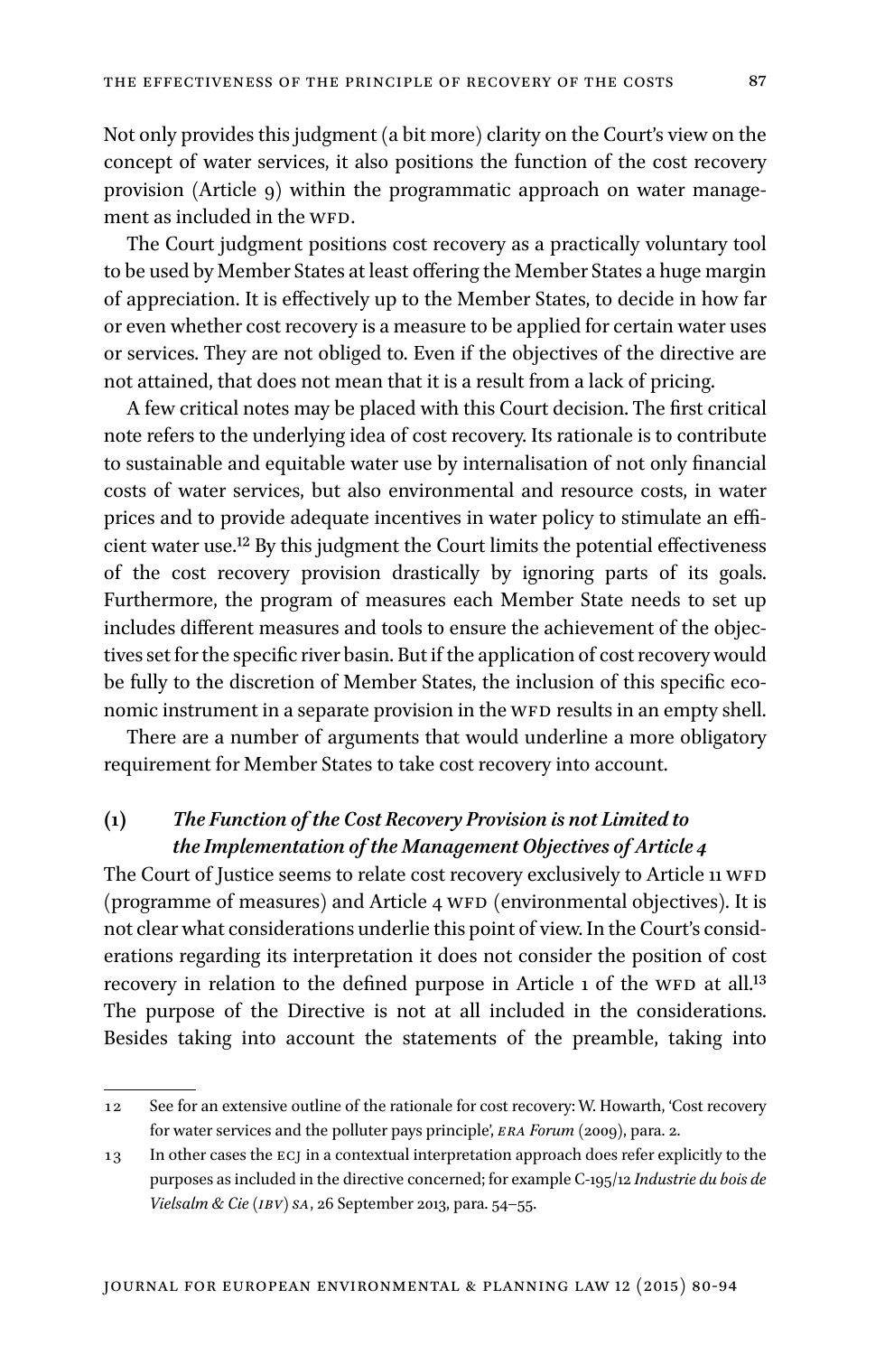Not only provides this judgment (a bit more) clarity on the Court's view on the concept of water services, it also positions the function of the cost recovery provision (Article 9) within the programmatic approach on water management as included in the WFD.

The Court judgment positions cost recovery as a practically voluntary tool to be used by Member States at least offering the Member States a huge margin of appreciation. It is effectively up to the Member States, to decide in how far or even whether cost recovery is a measure to be applied for certain water uses or services. They are not obliged to. Even if the objectives of the directive are not attained, that does not mean that it is a result from a lack of pricing.

A few critical notes may be placed with this Court decision. The first critical note refers to the underlying idea of cost recovery. Its rationale is to contribute to sustainable and equitable water use by internalisation of not only financial costs of water services, but also environmental and resource costs, in water prices and to provide adequate incentives in water policy to stimulate an efficient water use.[12] By this judgment the Court limits the potential effectiveness of the cost recovery provision drastically by ignoring parts of its goals. Furthermore, the program of measures each Member State needs to set up includes different measures and tools to ensure the achievement of the objectives set for the specific river basin. But if the application of cost recovery would be fully to the discretion of Member States, the inclusion of this specific economic instrument in a separate provision in the WFD results in an empty shell.

There are a number of arguments that would underline a more obligatory requirement for Member States to take cost recovery into account.

### (1) *The Function of the Cost Recovery Provision is not Limited to the Implementation of the Management Objectives of Article 4*

The Court of Justice seems to relate cost recovery exclusively to Article 11 WFD (programme of measures) and Article 4 WFD (environmental objectives). It is not clear what considerations underlie this point of view. In the Court's considerations regarding its interpretation it does not consider the position of cost recovery in relation to the defined purpose in Article 1 of the WFD at all.[13] The purpose of the Directive is not at all included in the considerations. Besides taking into account the statements of the preamble, taking into

---

12 See for an extensive outline of the rationale for cost recovery: W. Howarth, 'Cost recovery for water services and the polluter pays principle', *ERA Forum* (2009), para. 2.

13 In other cases the ECJ in a contextual interpretation approach does refer explicitly to the purposes as included in the directive concerned; for example C-195/12 *Industrie du bois de Vielsalm & Cie (IBV) SA*, 26 September 2013, para. 54–55.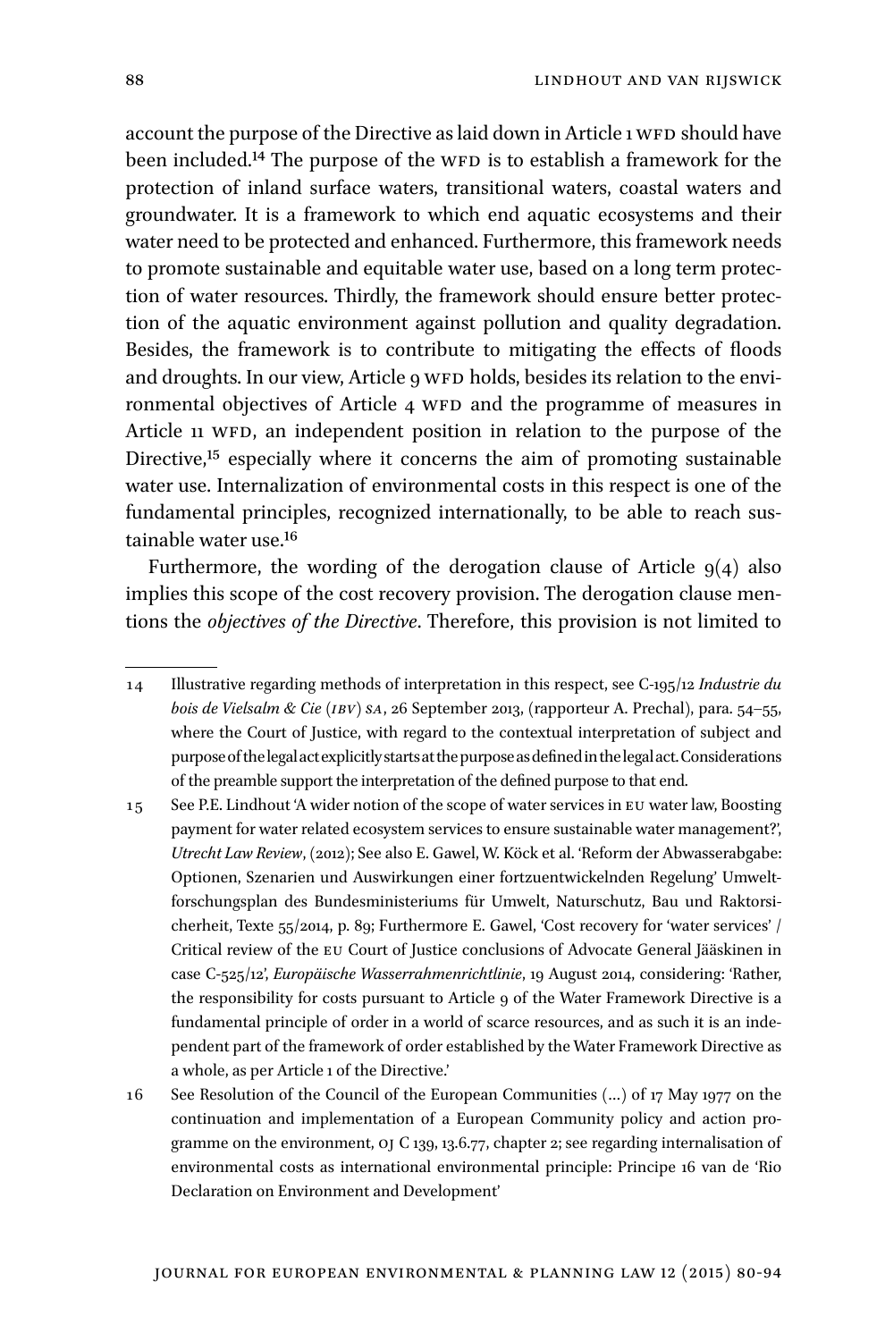account the purpose of the Directive as laid down in Article 1 WFD should have been included.[14] The purpose of the WFD is to establish a framework for the protection of inland surface waters, transitional waters, coastal waters and groundwater. It is a framework to which end aquatic ecosystems and their water need to be protected and enhanced. Furthermore, this framework needs to promote sustainable and equitable water use, based on a long term protection of water resources. Thirdly, the framework should ensure better protection of the aquatic environment against pollution and quality degradation. Besides, the framework is to contribute to mitigating the effects of floods and droughts. In our view, Article 9 WFD holds, besides its relation to the environmental objectives of Article 4 WFD and the programme of measures in Article 11 WFD, an independent position in relation to the purpose of the Directive,[15] especially where it concerns the aim of promoting sustainable water use. Internalization of environmental costs in this respect is one of the fundamental principles, recognized internationally, to be able to reach sustainable water use.[16]

Furthermore, the wording of the derogation clause of Article 9(4) also implies this scope of the cost recovery provision. The derogation clause mentions the *objectives of the Directive*. Therefore, this provision is not limited to

---

14 Illustrative regarding methods of interpretation in this respect, see C-195/12 *Industrie du bois de Vielsalm & Cie (IBV) SA*, 26 September 2013, (rapporteur A. Prechal), para. 54–55, where the Court of Justice, with regard to the contextual interpretation of subject and purpose of the legal act explicitly starts at the purpose as defined in the legal act. Considerations of the preamble support the interpretation of the defined purpose to that end.

15 See P.E. Lindhout 'A wider notion of the scope of water services in EU water law, Boosting payment for water related ecosystem services to ensure sustainable water management?', *Utrecht Law Review*, (2012); See also E. Gawel, W. Köck et al. 'Reform der Abwasserabgabe: Optionen, Szenarien und Auswirkungen einer fortzuentwickelnden Regelung' Umweltforschungsplan des Bundesministeriums für Umwelt, Naturschutz, Bau und Raktorsicherheit, Texte 55/2014, p. 89; Furthermore E. Gawel, 'Cost recovery for 'water services' / Critical review of the EU Court of Justice conclusions of Advocate General Jääskinen in case C-525/12', *Europäische Wasserrahmenrichtlinie*, 19 August 2014, considering: 'Rather, the responsibility for costs pursuant to Article 9 of the Water Framework Directive is a fundamental principle of order in a world of scarce resources, and as such it is an independent part of the framework of order established by the Water Framework Directive as a whole, as per Article 1 of the Directive.'

16 See Resolution of the Council of the European Communities (…) of 17 May 1977 on the continuation and implementation of a European Community policy and action programme on the environment, OJ C 139, 13.6.77, chapter 2; see regarding internalisation of environmental costs as international environmental principle: Principe 16 van de 'Rio Declaration on Environment and Development'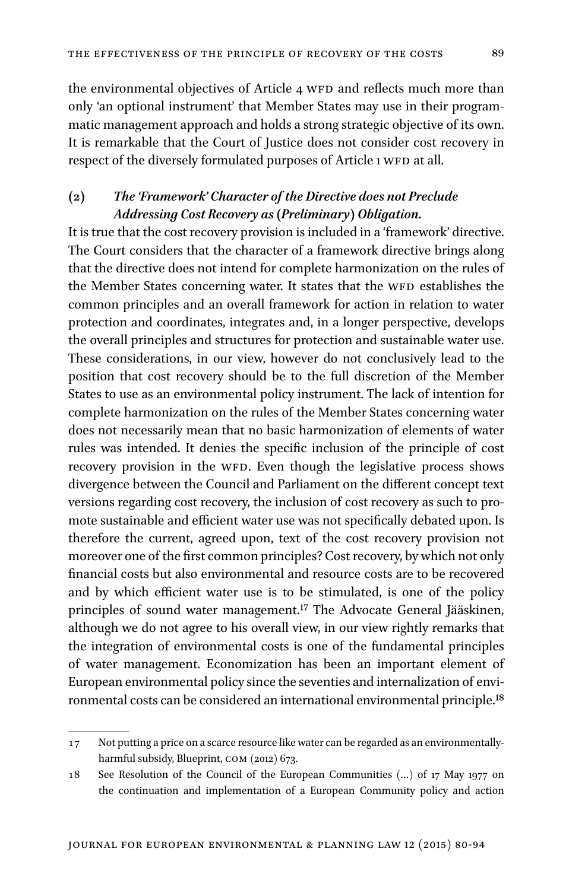the environmental objectives of Article 4 WFD and reflects much more than only 'an optional instrument' that Member States may use in their programmatic management approach and holds a strong strategic objective of its own. It is remarkable that the Court of Justice does not consider cost recovery in respect of the diversely formulated purposes of Article 1 WFD at all.

### (2) *The 'Framework' Character of the Directive does not Preclude Addressing Cost Recovery as (Preliminary) Obligation.*

It is true that the cost recovery provision is included in a 'framework' directive. The Court considers that the character of a framework directive brings along that the directive does not intend for complete harmonization on the rules of the Member States concerning water. It states that the WFD establishes the common principles and an overall framework for action in relation to water protection and coordinates, integrates and, in a longer perspective, develops the overall principles and structures for protection and sustainable water use. These considerations, in our view, however do not conclusively lead to the position that cost recovery should be to the full discretion of the Member States to use as an environmental policy instrument. The lack of intention for complete harmonization on the rules of the Member States concerning water does not necessarily mean that no basic harmonization of elements of water rules was intended. It denies the specific inclusion of the principle of cost recovery provision in the WFD. Even though the legislative process shows divergence between the Council and Parliament on the different concept text versions regarding cost recovery, the inclusion of cost recovery as such to promote sustainable and efficient water use was not specifically debated upon. Is therefore the current, agreed upon, text of the cost recovery provision not moreover one of the first common principles? Cost recovery, by which not only financial costs but also environmental and resource costs are to be recovered and by which efficient water use is to be stimulated, is one of the policy principles of sound water management.[17] The Advocate General Jääskinen, although we do not agree to his overall view, in our view rightly remarks that the integration of environmental costs is one of the fundamental principles of water management. Economization has been an important element of European environmental policy since the seventies and internalization of environmental costs can be considered an international environmental principle.[18]

---

17 Not putting a price on a scarce resource like water can be regarded as an environmentally-harmful subsidy, Blueprint, COM (2012) 673.

18 See Resolution of the Council of the European Communities (…) of 17 May 1977 on the continuation and implementation of a European Community policy and action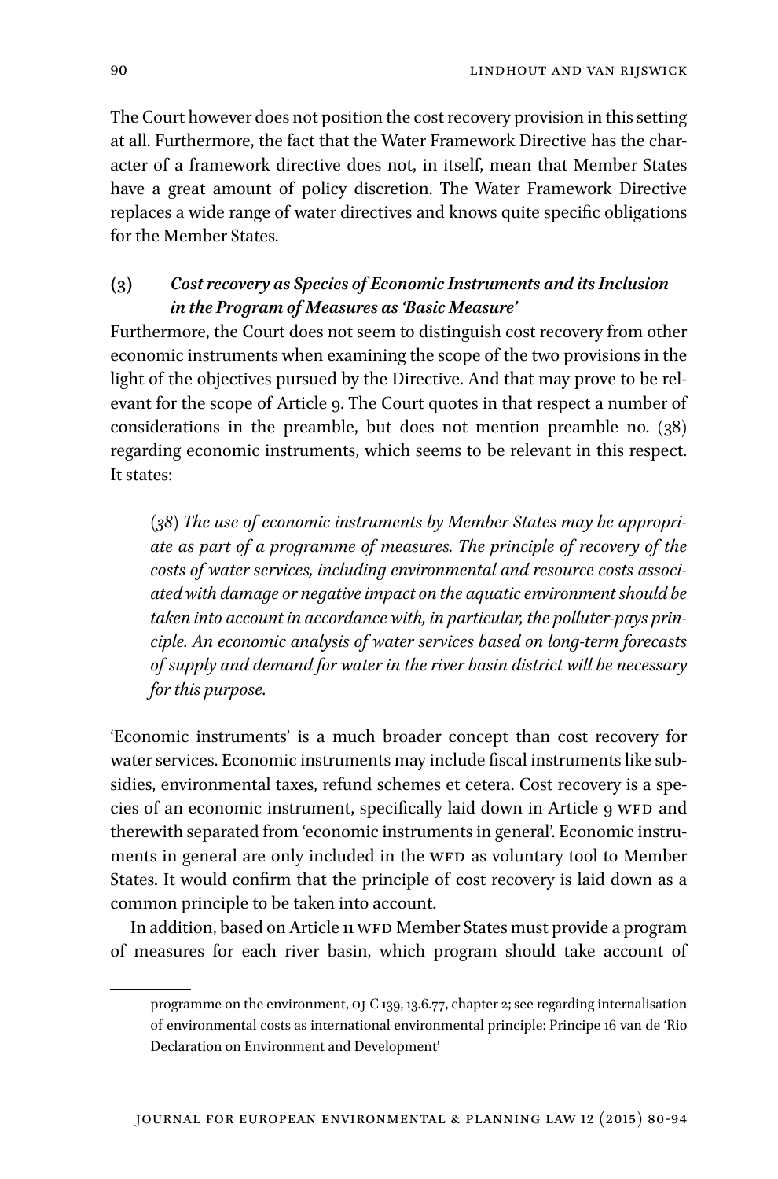The Court however does not position the cost recovery provision in this setting at all. Furthermore, the fact that the Water Framework Directive has the character of a framework directive does not, in itself, mean that Member States have a great amount of policy discretion. The Water Framework Directive replaces a wide range of water directives and knows quite specific obligations for the Member States.

### (3) *Cost recovery as Species of Economic Instruments and its Inclusion in the Program of Measures as 'Basic Measure'*

Furthermore, the Court does not seem to distinguish cost recovery from other economic instruments when examining the scope of the two provisions in the light of the objectives pursued by the Directive. And that may prove to be relevant for the scope of Article 9. The Court quotes in that respect a number of considerations in the preamble, but does not mention preamble no. (38) regarding economic instruments, which seems to be relevant in this respect. It states:

> *(38) The use of economic instruments by Member States may be appropriate as part of a programme of measures. The principle of recovery of the costs of water services, including environmental and resource costs associated with damage or negative impact on the aquatic environment should be taken into account in accordance with, in particular, the polluter-pays principle. An economic analysis of water services based on long-term forecasts of supply and demand for water in the river basin district will be necessary for this purpose.*

'Economic instruments' is a much broader concept than cost recovery for water services. Economic instruments may include fiscal instruments like subsidies, environmental taxes, refund schemes et cetera. Cost recovery is a species of an economic instrument, specifically laid down in Article 9 WFD and therewith separated from 'economic instruments in general'. Economic instruments in general are only included in the WFD as voluntary tool to Member States. It would confirm that the principle of cost recovery is laid down as a common principle to be taken into account.

In addition, based on Article 11 WFD Member States must provide a program of measures for each river basin, which program should take account of

---

programme on the environment, OJ C 139, 13.6.77, chapter 2; see regarding internalisation of environmental costs as international environmental principle: Principe 16 van de 'Rio Declaration on Environment and Development'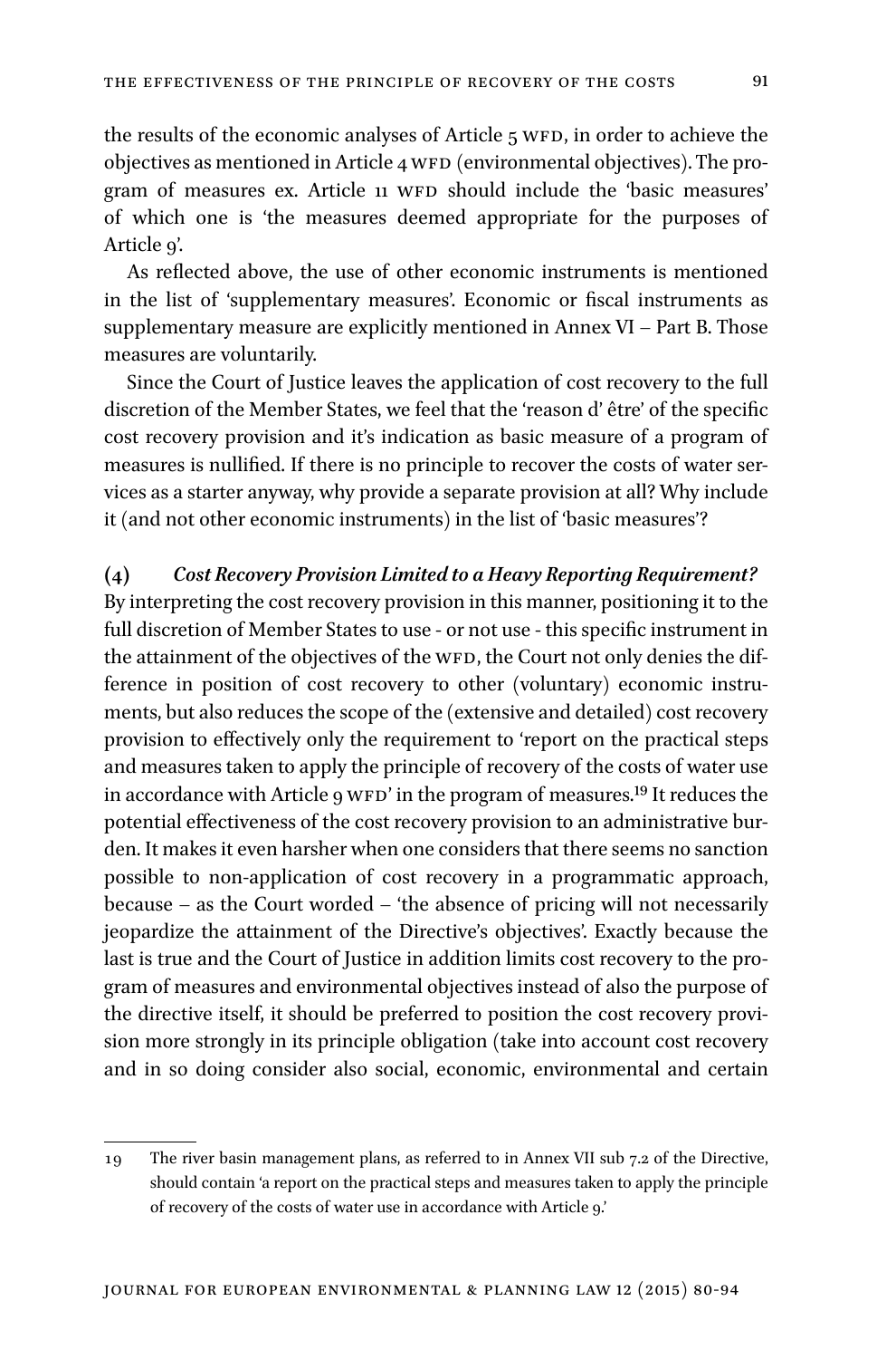the results of the economic analyses of Article 5 WFD, in order to achieve the objectives as mentioned in Article 4 WFD (environmental objectives). The program of measures ex. Article 11 WFD should include the 'basic measures' of which one is 'the measures deemed appropriate for the purposes of Article 9'.

As reflected above, the use of other economic instruments is mentioned in the list of 'supplementary measures'. Economic or fiscal instruments as supplementary measure are explicitly mentioned in Annex VI – Part B. Those measures are voluntarily.

Since the Court of Justice leaves the application of cost recovery to the full discretion of the Member States, we feel that the 'reason d' être' of the specific cost recovery provision and it's indication as basic measure of a program of measures is nullified. If there is no principle to recover the costs of water services as a starter anyway, why provide a separate provision at all? Why include it (and not other economic instruments) in the list of 'basic measures'?

### (4) *Cost Recovery Provision Limited to a Heavy Reporting Requirement?*

By interpreting the cost recovery provision in this manner, positioning it to the full discretion of Member States to use - or not use - this specific instrument in the attainment of the objectives of the WFD, the Court not only denies the difference in position of cost recovery to other (voluntary) economic instruments, but also reduces the scope of the (extensive and detailed) cost recovery provision to effectively only the requirement to 'report on the practical steps and measures taken to apply the principle of recovery of the costs of water use in accordance with Article 9 WFD' in the program of measures.[19] It reduces the potential effectiveness of the cost recovery provision to an administrative burden. It makes it even harsher when one considers that there seems no sanction possible to non-application of cost recovery in a programmatic approach, because – as the Court worded – 'the absence of pricing will not necessarily jeopardize the attainment of the Directive's objectives'. Exactly because the last is true and the Court of Justice in addition limits cost recovery to the program of measures and environmental objectives instead of also the purpose of the directive itself, it should be preferred to position the cost recovery provision more strongly in its principle obligation (take into account cost recovery and in so doing consider also social, economic, environmental and certain

---

19 The river basin management plans, as referred to in Annex VII sub 7.2 of the Directive, should contain 'a report on the practical steps and measures taken to apply the principle of recovery of the costs of water use in accordance with Article 9.'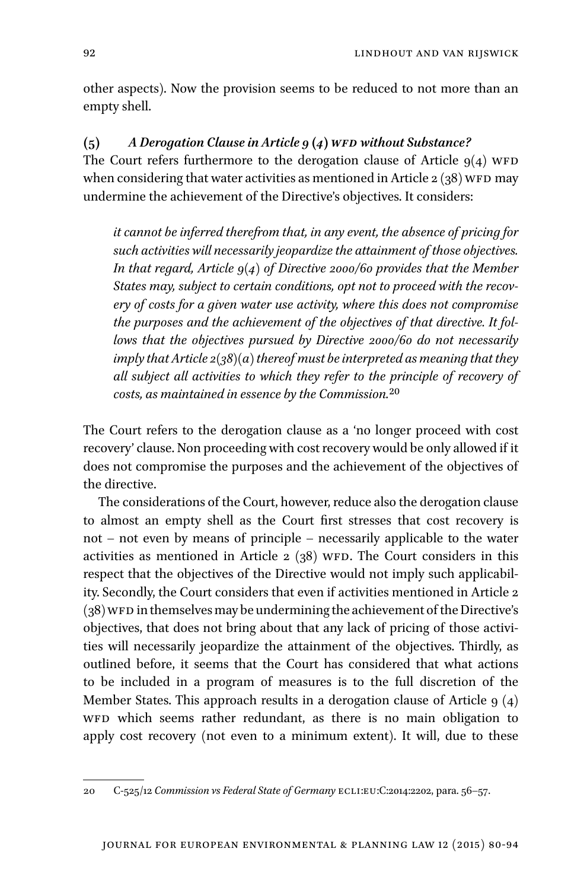other aspects). Now the provision seems to be reduced to not more than an empty shell.

### (5) *A Derogation Clause in Article 9 (4) WFD without Substance?*

The Court refers furthermore to the derogation clause of Article 9(4) WFD when considering that water activities as mentioned in Article 2 (38) WFD may undermine the achievement of the Directive's objectives. It considers:

> *it cannot be inferred therefrom that, in any event, the absence of pricing for such activities will necessarily jeopardize the attainment of those objectives. In that regard, Article 9(4) of Directive 2000/60 provides that the Member States may, subject to certain conditions, opt not to proceed with the recovery of costs for a given water use activity, where this does not compromise the purposes and the achievement of the objectives of that directive. It follows that the objectives pursued by Directive 2000/60 do not necessarily imply that Article 2(38)(a) thereof must be interpreted as meaning that they all subject all activities to which they refer to the principle of recovery of costs, as maintained in essence by the Commission.*[20]

The Court refers to the derogation clause as a 'no longer proceed with cost recovery' clause. Non proceeding with cost recovery would be only allowed if it does not compromise the purposes and the achievement of the objectives of the directive.

The considerations of the Court, however, reduce also the derogation clause to almost an empty shell as the Court first stresses that cost recovery is not – not even by means of principle – necessarily applicable to the water activities as mentioned in Article 2 (38) WFD. The Court considers in this respect that the objectives of the Directive would not imply such applicability. Secondly, the Court considers that even if activities mentioned in Article 2 (38) WFD in themselves may be undermining the achievement of the Directive's objectives, that does not bring about that any lack of pricing of those activities will necessarily jeopardize the attainment of the objectives. Thirdly, as outlined before, it seems that the Court has considered that what actions to be included in a program of measures is to the full discretion of the Member States. This approach results in a derogation clause of Article 9 (4) WFD which seems rather redundant, as there is no main obligation to apply cost recovery (not even to a minimum extent). It will, due to these

20 C-525/12 *Commission vs Federal State of Germany* ECLI:EU:C:2014:2202, para. 56–57.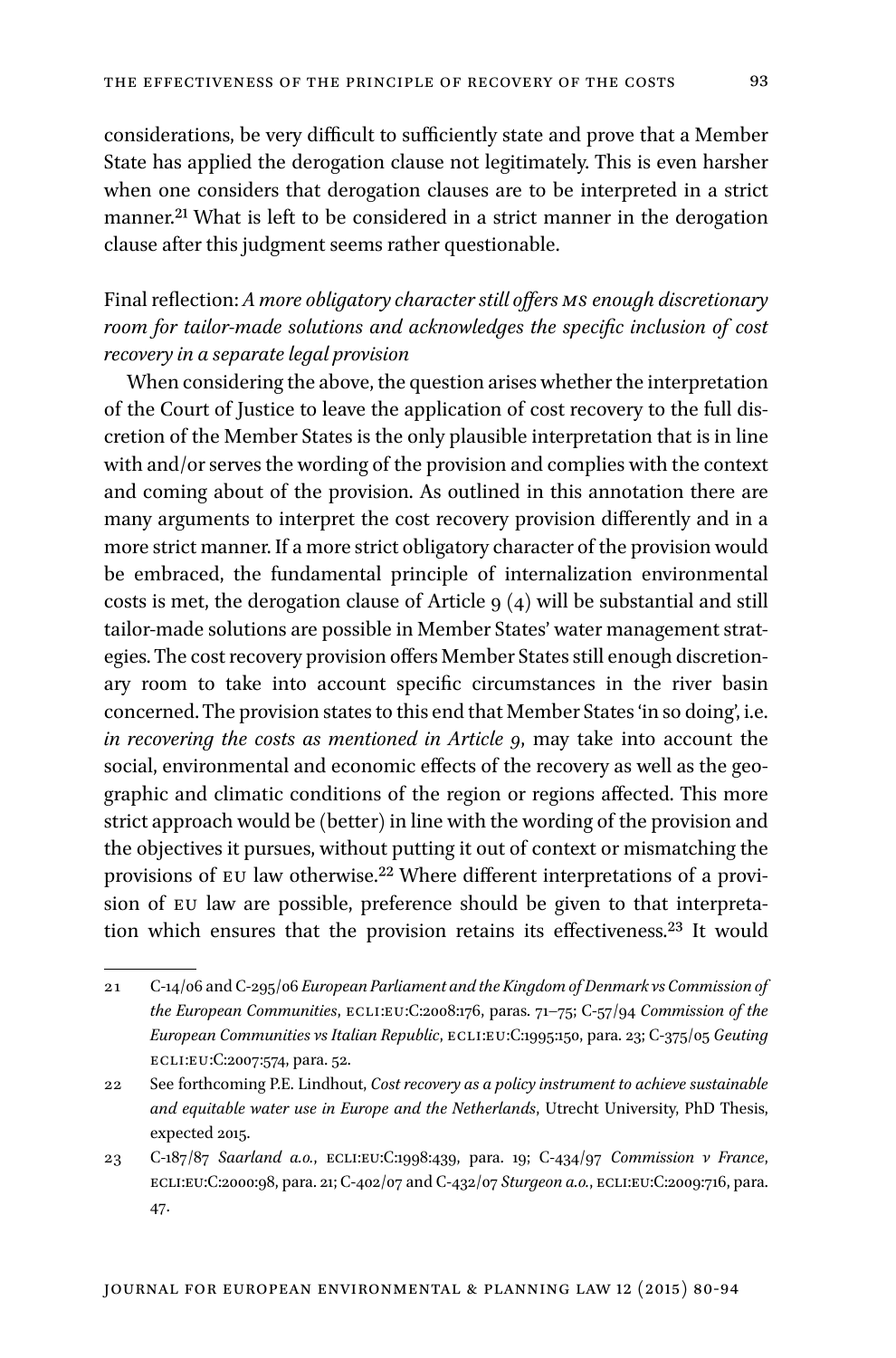considerations, be very difficult to sufficiently state and prove that a Member State has applied the derogation clause not legitimately. This is even harsher when one considers that derogation clauses are to be interpreted in a strict manner.[21] What is left to be considered in a strict manner in the derogation clause after this judgment seems rather questionable.

Final reflection: *A more obligatory character still offers MS enough discretionary room for tailor-made solutions and acknowledges the specific inclusion of cost recovery in a separate legal provision*

When considering the above, the question arises whether the interpretation of the Court of Justice to leave the application of cost recovery to the full discretion of the Member States is the only plausible interpretation that is in line with and/or serves the wording of the provision and complies with the context and coming about of the provision. As outlined in this annotation there are many arguments to interpret the cost recovery provision differently and in a more strict manner. If a more strict obligatory character of the provision would be embraced, the fundamental principle of internalization environmental costs is met, the derogation clause of Article 9 (4) will be substantial and still tailor-made solutions are possible in Member States' water management strategies. The cost recovery provision offers Member States still enough discretionary room to take into account specific circumstances in the river basin concerned. The provision states to this end that Member States 'in so doing', i.e. *in recovering the costs as mentioned in Article 9*, may take into account the social, environmental and economic effects of the recovery as well as the geographic and climatic conditions of the region or regions affected. This more strict approach would be (better) in line with the wording of the provision and the objectives it pursues, without putting it out of context or mismatching the provisions of EU law otherwise.[22] Where different interpretations of a provision of EU law are possible, preference should be given to that interpretation which ensures that the provision retains its effectiveness.[23] It would

---

21 C-14/06 and C-295/06 *European Parliament and the Kingdom of Denmark vs Commission of the European Communities*, ECLI:EU:C:2008:176, paras. 71–75; C-57/94 *Commission of the European Communities vs Italian Republic*, ECLI:EU:C:1995:150, para. 23; C-375/05 *Geuting* ECLI:EU:C:2007:574, para. 52.

22 See forthcoming P.E. Lindhout, *Cost recovery as a policy instrument to achieve sustainable and equitable water use in Europe and the Netherlands*, Utrecht University, PhD Thesis, expected 2015.

23 C-187/87 *Saarland a.o.*, ECLI:EU:C:1998:439, para. 19; C-434/97 *Commission v France*, ECLI:EU:C:2000:98, para. 21; C-402/07 and C-432/07 *Sturgeon a.o.*, ECLI:EU:C:2009:716, para. 47.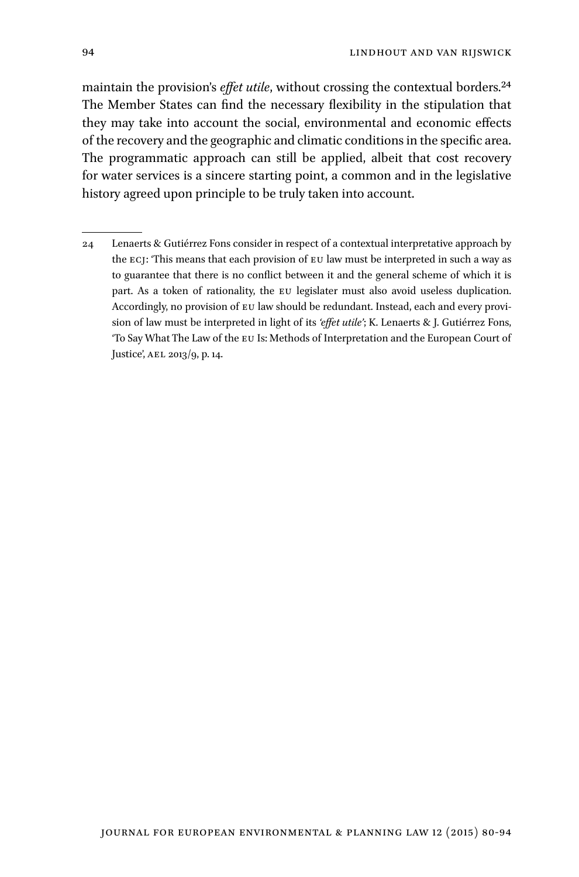maintain the provision's *effet utile*, without crossing the contextual borders.[24] The Member States can find the necessary flexibility in the stipulation that they may take into account the social, environmental and economic effects of the recovery and the geographic and climatic conditions in the specific area. The programmatic approach can still be applied, albeit that cost recovery for water services is a sincere starting point, a common and in the legislative history agreed upon principle to be truly taken into account.

---

24 Lenaerts & Gutiérrez Fons consider in respect of a contextual interpretative approach by the ECJ: 'This means that each provision of EU law must be interpreted in such a way as to guarantee that there is no conflict between it and the general scheme of which it is part. As a token of rationality, the EU legislater must also avoid useless duplication. Accordingly, no provision of EU law should be redundant. Instead, each and every provision of law must be interpreted in light of its *'effet utile'*; K. Lenaerts & J. Gutiérrez Fons, 'To Say What The Law of the EU Is: Methods of Interpretation and the European Court of Justice', AEL 2013/9, p. 14.